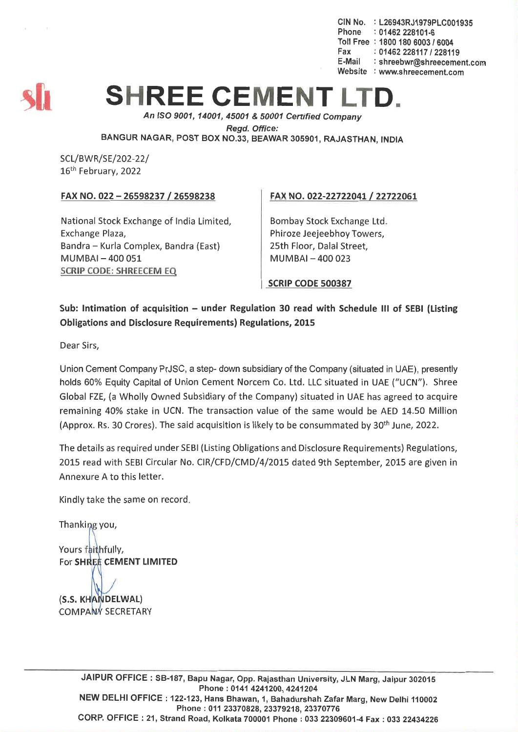CIN No. : L26943RJ1979PLC001935
Phone : 01462 228101-6
Toll Free : 1800 180 6003 / 6004
Fax : 01462 228117 / 228119
E-Mail : shreebwr@shreecement.com
Website : www.shreecement.com

# SHREE CEMENT LTD.

*An ISO 9001, 14001, 45001 & 50001 Certified Company*

*Regd. Office:*

BANGUR NAGAR, POST BOX NO.33, BEAWAR 305901, RAJASTHAN, INDIA

SCL/BWR/SE/202-22/
16th February, 2022

**FAX NO. 022 – 26598237 / 26598238**

National Stock Exchange of India Limited,
Exchange Plaza,
Bandra – Kurla Complex, Bandra (East)
MUMBAI – 400 051
SCRIP CODE: SHREECEM EQ

**FAX NO. 022-22722041 / 22722061**

Bombay Stock Exchange Ltd.
Phiroze Jeejeebhoy Towers,
25th Floor, Dalal Street,
MUMBAI – 400 023

**SCRIP CODE 500387**

**Sub: Intimation of acquisition – under Regulation 30 read with Schedule III of SEBI (Listing Obligations and Disclosure Requirements) Regulations, 2015**

Dear Sirs,

Union Cement Company PrJSC, a step- down subsidiary of the Company (situated in UAE), presently holds 60% Equity Capital of Union Cement Norcem Co. Ltd. LLC situated in UAE ("UCN"). Shree Global FZE, (a Wholly Owned Subsidiary of the Company) situated in UAE has agreed to acquire remaining 40% stake in UCN. The transaction value of the same would be AED 14.50 Million (Approx. Rs. 30 Crores). The said acquisition is likely to be consummated by 30th June, 2022.

The details as required under SEBI (Listing Obligations and Disclosure Requirements) Regulations, 2015 read with SEBI Circular No. CIR/CFD/CMD/4/2015 dated 9th September, 2015 are given in Annexure A to this letter.

Kindly take the same on record.

Thanking you,

Yours faithfully,
For **SHREE CEMENT LIMITED**

**(S.S. KHANDELWAL)**
COMPANY SECRETARY

**JAIPUR OFFICE :** SB-187, Bapu Nagar, Opp. Rajasthan University, JLN Marg, Jaipur 302015
Phone : 0141 4241200, 4241204
**NEW DELHI OFFICE :** 122-123, Hans Bhawan, 1, Bahadurshah Zafar Marg, New Delhi 110002
Phone : 011 23370828, 23379218, 23370776
**CORP. OFFICE :** 21, Strand Road, Kolkata 700001 Phone : 033 22309601-4 Fax : 033 22434226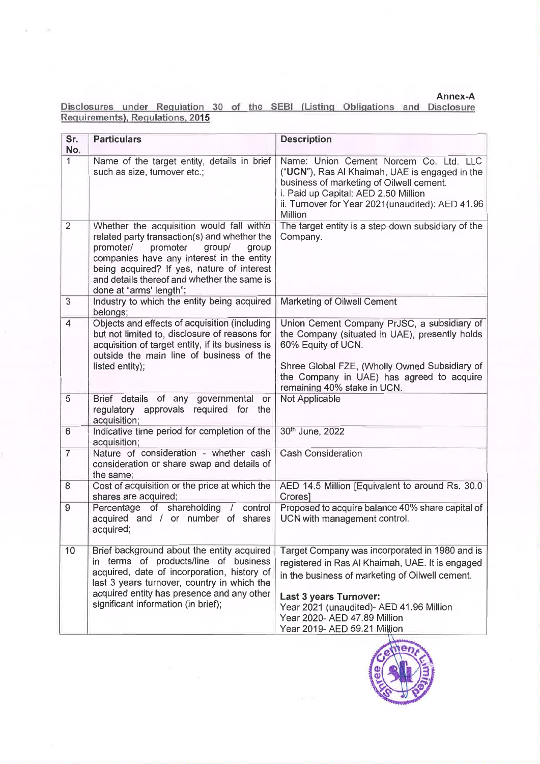**Annex-A**

**Disclosures under Regulation 30 of the SEBI (Listing Obligations and Disclosure Requirements), Regulations, 2015**

| Sr. No. | Particulars | Description |
|---|---|---|
| 1 | Name of the target entity, details in brief such as size, turnover etc.; | Name: Union Cement Norcem Co. Ltd. LLC ("**UCN**"), Ras Al Khaimah, UAE is engaged in the business of marketing of Oilwell cement.<br>i. Paid up Capital: AED 2.50 Million<br>ii. Turnover for Year 2021(unaudited): AED 41.96 Million |
| 2 | Whether the acquisition would fall within related party transaction(s) and whether the promoter/ promoter group/ group companies have any interest in the entity being acquired? If yes, nature of interest and details thereof and whether the same is done at "arms' length"; | The target entity is a step-down subsidiary of the Company. |
| 3 | Industry to which the entity being acquired belongs; | Marketing of Oilwell Cement |
| 4 | Objects and effects of acquisition (including but not limited to, disclosure of reasons for acquisition of target entity, if its business is outside the main line of business of the listed entity); | Union Cement Company PrJSC, a subsidiary of the Company (situated in UAE), presently holds 60% Equity of UCN.<br><br>Shree Global FZE, (Wholly Owned Subsidiary of the Company in UAE) has agreed to acquire remaining 40% stake in UCN. |
| 5 | Brief details of any governmental or regulatory approvals required for the acquisition; | Not Applicable |
| 6 | Indicative time period for completion of the acquisition; | 30th June, 2022 |
| 7 | Nature of consideration - whether cash consideration or share swap and details of the same; | Cash Consideration |
| 8 | Cost of acquisition or the price at which the shares are acquired; | AED 14.5 Million [Equivalent to around Rs. 30.0 Crores] |
| 9 | Percentage of shareholding / control acquired and / or number of shares acquired; | Proposed to acquire balance 40% share capital of UCN with management control. |
| 10 | Brief background about the entity acquired in terms of products/line of business acquired, date of incorporation, history of last 3 years turnover, country in which the acquired entity has presence and any other significant information (in brief); | Target Company was incorporated in 1980 and is registered in Ras Al Khaimah, UAE. It is engaged in the business of marketing of Oilwell cement.<br><br>**Last 3 years Turnover:**<br>Year 2021 (unaudited)- AED 41.96 Million<br>Year 2020- AED 47.89 Million<br>Year 2019- AED 59.21 Million |